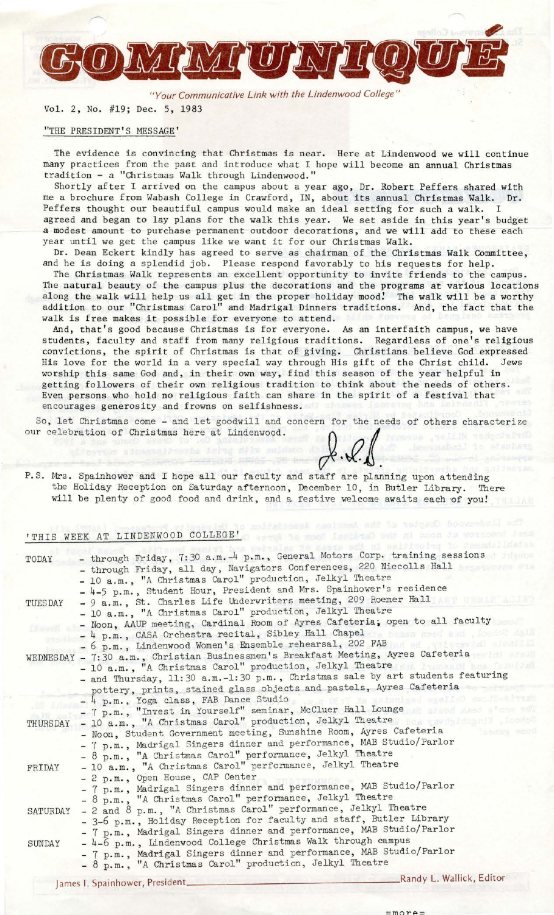# COMMUNIQUÉ

*"Your Communicative Link with the Lindenwood College"*

Vol. 2, No. #19; Dec. 5, 1983

## "THE PRESIDENT'S MESSAGE"

The evidence is convincing that Christmas is near. Here at Lindenwood we will continue many practices from the past and introduce what I hope will become an annual Christmas tradition - a "Christmas Walk through Lindenwood."

Shortly after I arrived on the campus about a year ago, Dr. Robert Peffers shared with me a brochure from Wabash College in Crawford, IN, about its annual Christmas Walk. Dr. Peffers thought our beautiful campus would make an ideal setting for such a walk. I agreed and began to lay plans for the walk this year. We set aside in this year's budget a modest amount to purchase permanent outdoor decorations, and we will add to these each year until we get the campus like we want it for our Christmas Walk.

Dr. Dean Eckert kindly has agreed to serve as chairman of the Christmas Walk Committee, and he is doing a splendid job. Please respond favorably to his requests for help.

The Christmas Walk represents an excellent opportunity to invite friends to the campus. The natural beauty of the campus plus the decorations and the programs at various locations along the walk will help us all get in the proper holiday mood! The walk will be a worthy addition to our "Christmas Carol" and Madrigal Dinners traditions. And, the fact that the walk is free makes it possible for everyone to attend.

And, that's good because Christmas is for everyone. As an interfaith campus, we have students, faculty and staff from many religious traditions. Regardless of one's religious convictions, the spirit of Christmas is that of giving. Christians believe God expressed His love for the world in a very special way through His gift of the Christ child. Jews worship this same God and, in their own way, find this season of the year helpful in getting followers of their own religious tradition to think about the needs of others. Even persons who hold no religious faith can share in the spirit of a festival that encourages generosity and frowns on selfishness.

So, let Christmas come - and let goodwill and concern for the needs of others characterize our celebration of Christmas here at Lindenwood.

P.S. Mrs. Spainhower and I hope all our faculty and staff are planning upon attending the Holiday Reception on Saturday afternoon, December 10, in Butler Library. There will be plenty of good food and drink, and a festive welcome awaits each of you!

## "THIS WEEK AT LINDENWOOD COLLEGE"

**TODAY**
- through Friday, 7:30 a.m.-4 p.m., General Motors Corp. training sessions
- through Friday, all day, Navigators Conferences, 220 Niccolls Hall
- 10 a.m., "A Christmas Carol" production, Jelkyl Theatre
- 4-5 p.m., Student Hour, President and Mrs. Spainhower's residence

**TUESDAY**
- 9 a.m., St. Charles Life Underwriters meeting, 209 Roemer Hall
- 10 a.m., "A Christmas Carol" production, Jelkyl Theatre
- Noon, AAUP meeting, Cardinal Room of Ayres Cafeteria; open to all faculty
- 4 p.m., CASA Orchestra recital, Sibley Hall Chapel
- 6 p.m., Lindenwood Women's Ensemble rehearsal, 202 FAB

**WEDNESDAY**
- 7:30 a.m., Christian Businessmen's Breakfast Meeting, Ayres Cafeteria
- 10 a.m., "A Christmas Carol" production, Jelkyl Theatre
- and Thursday, 11:30 a.m.-1:30 p.m., Christmas sale by art students featuring pottery, prints, stained glass objects and pastels, Ayres Cafeteria
- 4 p.m., Yoga class, FAB Dance Studio
- 7 p.m., "Invest in Yourself" seminar, McCluer Hall Lounge

**THURSDAY**
- 10 a.m., "A Christmas Carol" production, Jelkyl Theatre
- Noon, Student Government meeting, Sunshine Room, Ayres Cafeteria
- 7 p.m., Madrigal Singers dinner and performance, MAB Studio/Parlor
- 8 p.m., "A Christmas Carol" performance, Jelkyl Theatre

**FRIDAY**
- 10 a.m., "A Christmas Carol" performance, Jelkyl Theatre
- 2 p.m., Open House, CAP Center
- 7 p.m., Madrigal Singers dinner and performance, MAB Studio/Parlor
- 8 p.m., "A Christmas Carol" performance, Jelkyl Theatre

**SATURDAY**
- 2 and 8 p.m., "A Christmas Carol" performance, Jelkyl Theatre
- 3-6 p.m., Holiday Reception for faculty and staff, Butler Library
- 7 p.m., Madrigal Singers dinner and performance, MAB Studio/Parlor

**SUNDAY**
- 4-6 p.m., Lindenwood College Christmas Walk through campus
- 7 p.m., Madrigal Singers dinner and performance, MAB Studio/Parlor
- 8 p.m., "A Christmas Carol" production, Jelkyl Theatre

James I. Spainhower, President — Randy L. Wallick, Editor

=more=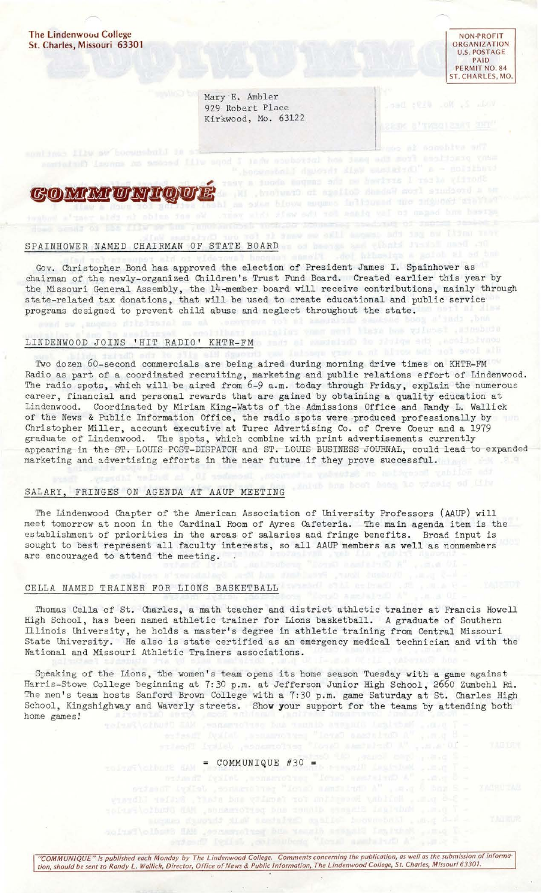The Lindenwood College
St. Charles, Missouri 63301

NON-PROFIT ORGANIZATION
U.S. POSTAGE
PAID
PERMIT NO. 84
ST. CHARLES, MO.

Mary E. Ambler
929 Robert Place
Kirkwood, Mo. 63122

# COMMUNIQUE

## SPAINHOWER NAMED CHAIRMAN OF STATE BOARD

Gov. Christopher Bond has approved the election of President James I. Spainhower as chairman of the newly-organized Children's Trust Fund Board. Created earlier this year by the Missouri General Assembly, the 14-member board will receive contributions, mainly through state-related tax donations, that will be used to create educational and public service programs designed to prevent child abuse and neglect throughout the state.

## LINDENWOOD JOINS 'HIT RADIO' KHTR-FM

Two dozen 60-second commercials are being aired during morning drive times on KHTR-FM Radio as part of a coordinated recruiting, marketing and public relations effort of Lindenwood. The radio spots, which will be aired from 6-9 a.m. today through Friday, explain the numerous career, financial and personal rewards that are gained by obtaining a quality education at Lindenwood. Coordinated by Miriam King-Watts of the Admissions Office and Randy L. Wallick of the News & Public Information Office, the radio spots were produced professionally by Christopher Miller, account executive at Turec Advertising Co. of Creve Coeur and a 1979 graduate of Lindenwood. The spots, which combine with print advertisements currently appearing in the ST. LOUIS POST-DISPATCH and ST. LOUIS BUSINESS JOURNAL, could lead to expanded marketing and advertising efforts in the near future if they prove successful.

## SALARY, FRINGES ON AGENDA AT AAUP MEETING

The Lindenwood Chapter of the American Association of University Professors (AAUP) will meet tomorrow at noon in the Cardinal Room of Ayres Cafeteria. The main agenda item is the establishment of priorities in the areas of salaries and fringe benefits. Broad input is sought to best represent all faculty interests, so all AAUP members as well as nonmembers are encouraged to attend the meeting.

## CELLA NAMED TRAINER FOR LIONS BASKETBALL

Thomas Cella of St. Charles, a math teacher and district athletic trainer at Francis Howell High School, has been named athletic trainer for Lions basketball. A graduate of Southern Illinois University, he holds a master's degree in athletic training from Central Missouri State University. He also is state certified as an emergency medical technician and with the National and Missouri Athletic Trainers associations.

Speaking of the Lions, the women's team opens its home season Tuesday with a game against Harris-Stowe College beginning at 7:30 p.m. at Jefferson Junior High School, 2660 Zumbehl Rd. The men's team hosts Sanford Brown College with a 7:30 p.m. game Saturday at St. Charles High School, Kingshighway and Waverly streets. Show your support for the teams by attending both home games!

= COMMUNIQUE #30 =

*"COMMUNIQUE" is published each Monday by The Lindenwood College. Comments concerning the publication, as well as the submission of information, should be sent to Randy L. Wallick, Director, Office of News & Public Information, The Lindenwood College, St. Charles, Missouri 63301.*